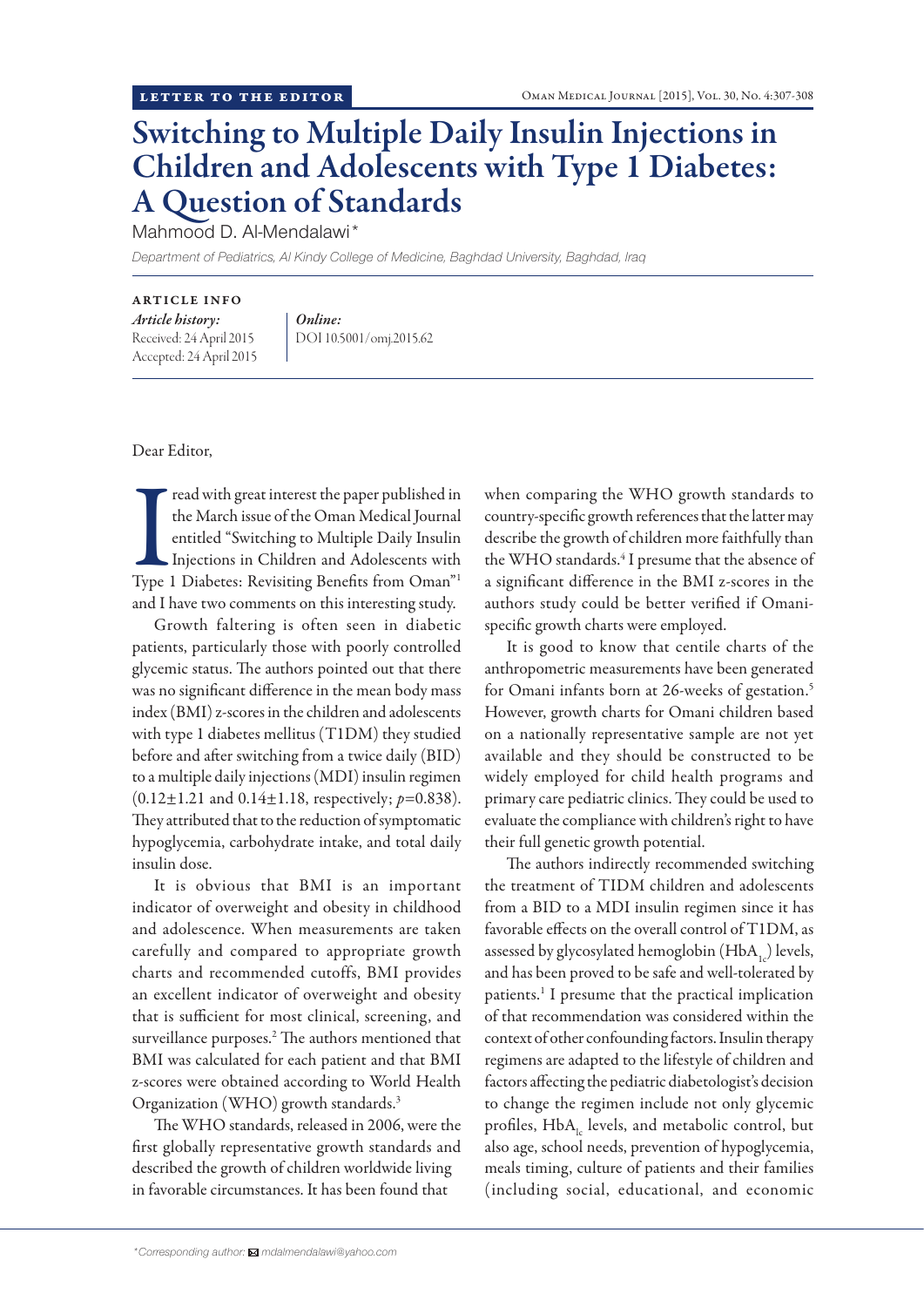LETTER TO THE EDITOR

# Switching to Multiple Daily Insulin Injections in Children and Adolescents with Type 1 Diabetes: A Question of Standards

Mahmood D. Al-Mendalawi*

*Department of Pediatrics, Al Kindy College of Medicine, Baghdad University, Baghdad, Iraq*

**ARTICLE INFO**

*Article history:*
Received: 24 April 2015
Accepted: 24 April 2015

*Online:*
DOI 10.5001/omj.2015.62

Dear Editor,

I read with great interest the paper published in the March issue of the Oman Medical Journal entitled "Switching to Multiple Daily Insulin Injections in Children and Adolescents with Type 1 Diabetes: Revisiting Benefits from Oman"[1] and I have two comments on this interesting study.

Growth faltering is often seen in diabetic patients, particularly those with poorly controlled glycemic status. The authors pointed out that there was no significant difference in the mean body mass index (BMI) z-scores in the children and adolescents with type 1 diabetes mellitus (T1DM) they studied before and after switching from a twice daily (BID) to a multiple daily injections (MDI) insulin regimen (0.12±1.21 and 0.14±1.18, respectively; $p$=0.838). They attributed that to the reduction of symptomatic hypoglycemia, carbohydrate intake, and total daily insulin dose.

It is obvious that BMI is an important indicator of overweight and obesity in childhood and adolescence. When measurements are taken carefully and compared to appropriate growth charts and recommended cutoffs, BMI provides an excellent indicator of overweight and obesity that is sufficient for most clinical, screening, and surveillance purposes.[2] The authors mentioned that BMI was calculated for each patient and that BMI z-scores were obtained according to World Health Organization (WHO) growth standards.[3]

The WHO standards, released in 2006, were the first globally representative growth standards and described the growth of children worldwide living in favorable circumstances. It has been found that when comparing the WHO growth standards to country-specific growth references that the latter may describe the growth of children more faithfully than the WHO standards.[4] I presume that the absence of a significant difference in the BMI z-scores in the authors study could be better verified if Omani-specific growth charts were employed.

It is good to know that centile charts of the anthropometric measurements have been generated for Omani infants born at 26-weeks of gestation.[5] However, growth charts for Omani children based on a nationally representative sample are not yet available and they should be constructed to be widely employed for child health programs and primary care pediatric clinics. They could be used to evaluate the compliance with children's right to have their full genetic growth potential.

The authors indirectly recommended switching the treatment of TIDM children and adolescents from a BID to a MDI insulin regimen since it has favorable effects on the overall control of T1DM, as assessed by glycosylated hemoglobin ($HbA_{1c}$) levels, and has been proved to be safe and well-tolerated by patients.[1] I presume that the practical implication of that recommendation was considered within the context of other confounding factors. Insulin therapy regimens are adapted to the lifestyle of children and factors affecting the pediatric diabetologist's decision to change the regimen include not only glycemic profiles, $HbA_{1c}$ levels, and metabolic control, but also age, school needs, prevention of hypoglycemia, meals timing, culture of patients and their families (including social, educational, and economic

*Corresponding author: mdalmendalawi@yahoo.com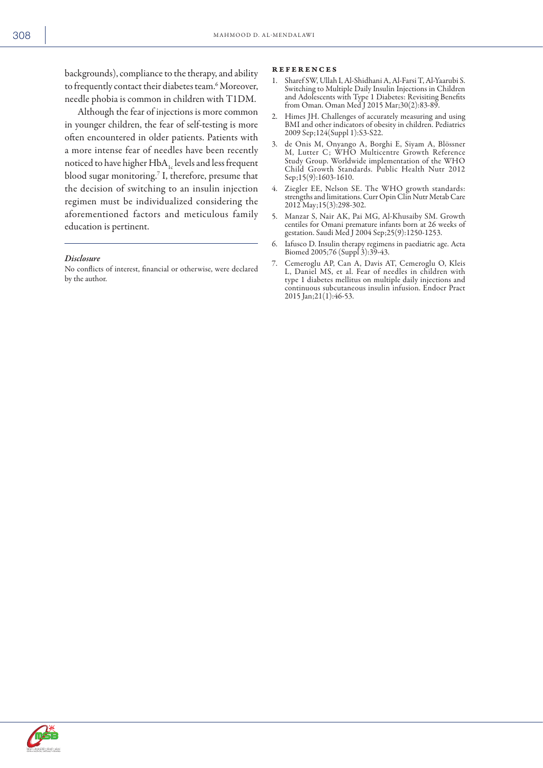backgrounds), compliance to the therapy, and ability to frequently contact their diabetes team.[6] Moreover, needle phobia is common in children with T1DM.

Although the fear of injections is more common in younger children, the fear of self-testing is more often encountered in older patients. Patients with a more intense fear of needles have been recently noticed to have higher $HbA_{1c}$ levels and less frequent blood sugar monitoring.[7] I, therefore, presume that the decision of switching to an insulin injection regimen must be individualized considering the aforementioned factors and meticulous family education is pertinent.

### *Disclosure*

No conflicts of interest, financial or otherwise, were declared by the author.

## References

1. Sharef SW, Ullah I, Al-Shidhani A, Al-Farsi T, Al-Yaarubi S. Switching to Multiple Daily Insulin Injections in Children and Adolescents with Type 1 Diabetes: Revisiting Benefits from Oman. Oman Med J 2015 Mar;30(2):83-89.
2. Himes JH. Challenges of accurately measuring and using BMI and other indicators of obesity in children. Pediatrics 2009 Sep;124(Suppl 1):S3-S22.
3. de Onis M, Onyango A, Borghi E, Siyam A, Blössner M, Lutter C; WHO Multicentre Growth Reference Study Group. Worldwide implementation of the WHO Child Growth Standards. Public Health Nutr 2012 Sep;15(9):1603-1610.
4. Ziegler EE, Nelson SE. The WHO growth standards: strengths and limitations. Curr Opin Clin Nutr Metab Care 2012 May;15(3):298-302.
5. Manzar S, Nair AK, Pai MG, Al-Khusaiby SM. Growth centiles for Omani premature infants born at 26 weeks of gestation. Saudi Med J 2004 Sep;25(9):1250-1253.
6. Iafusco D. Insulin therapy regimens in paediatric age. Acta Biomed 2005;76 (Suppl 3):39-43.
7. Cemeroglu AP, Can A, Davis AT, Cemeroglu O, Kleis L, Daniel MS, et al. Fear of needles in children with type 1 diabetes mellitus on multiple daily injections and continuous subcutaneous insulin infusion. Endocr Pract 2015 Jan;21(1):46-53.